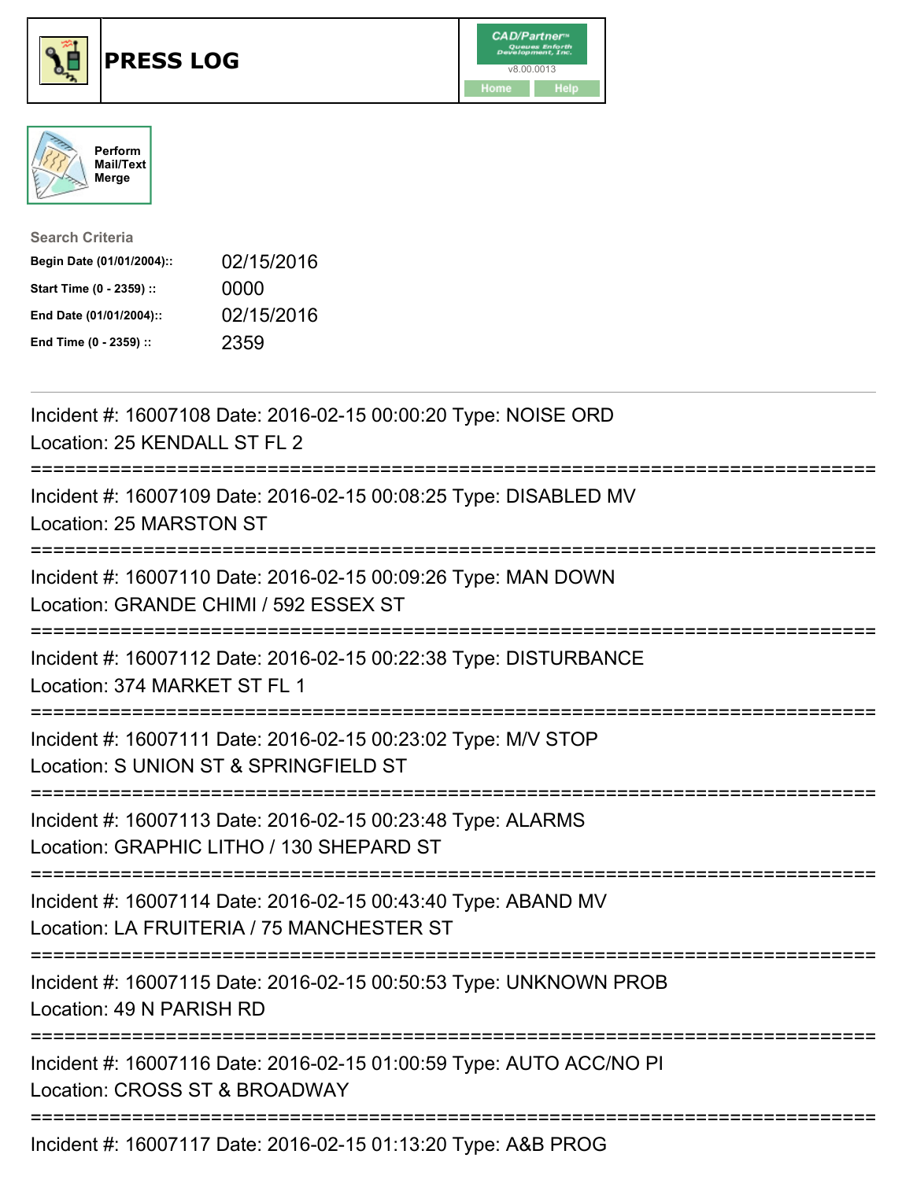# PRESS LOG

Perform Mail/Text Merge

**Search Criteria**

| | |
|---|---|
| Begin Date (01/01/2004):: | 02/15/2016 |
| Start Time (0 - 2359) :: | 0000 |
| End Date (01/01/2004):: | 02/15/2016 |
| End Time (0 - 2359) :: | 2359 |

Incident #: 16007108 Date: 2016-02-15 00:00:20 Type: NOISE ORD
Location: 25 KENDALL ST FL 2

===========================================================================

Incident #: 16007109 Date: 2016-02-15 00:08:25 Type: DISABLED MV
Location: 25 MARSTON ST

===========================================================================

Incident #: 16007110 Date: 2016-02-15 00:09:26 Type: MAN DOWN
Location: GRANDE CHIMI / 592 ESSEX ST

===========================================================================

Incident #: 16007112 Date: 2016-02-15 00:22:38 Type: DISTURBANCE
Location: 374 MARKET ST FL 1

===========================================================================

Incident #: 16007111 Date: 2016-02-15 00:23:02 Type: M/V STOP
Location: S UNION ST & SPRINGFIELD ST

===========================================================================

Incident #: 16007113 Date: 2016-02-15 00:23:48 Type: ALARMS
Location: GRAPHIC LITHO / 130 SHEPARD ST

===========================================================================

Incident #: 16007114 Date: 2016-02-15 00:43:40 Type: ABAND MV
Location: LA FRUITERIA / 75 MANCHESTER ST

===========================================================================

Incident #: 16007115 Date: 2016-02-15 00:50:53 Type: UNKNOWN PROB
Location: 49 N PARISH RD

===========================================================================

Incident #: 16007116 Date: 2016-02-15 01:00:59 Type: AUTO ACC/NO PI
Location: CROSS ST & BROADWAY

===========================================================================

Incident #: 16007117 Date: 2016-02-15 01:13:20 Type: A&B PROG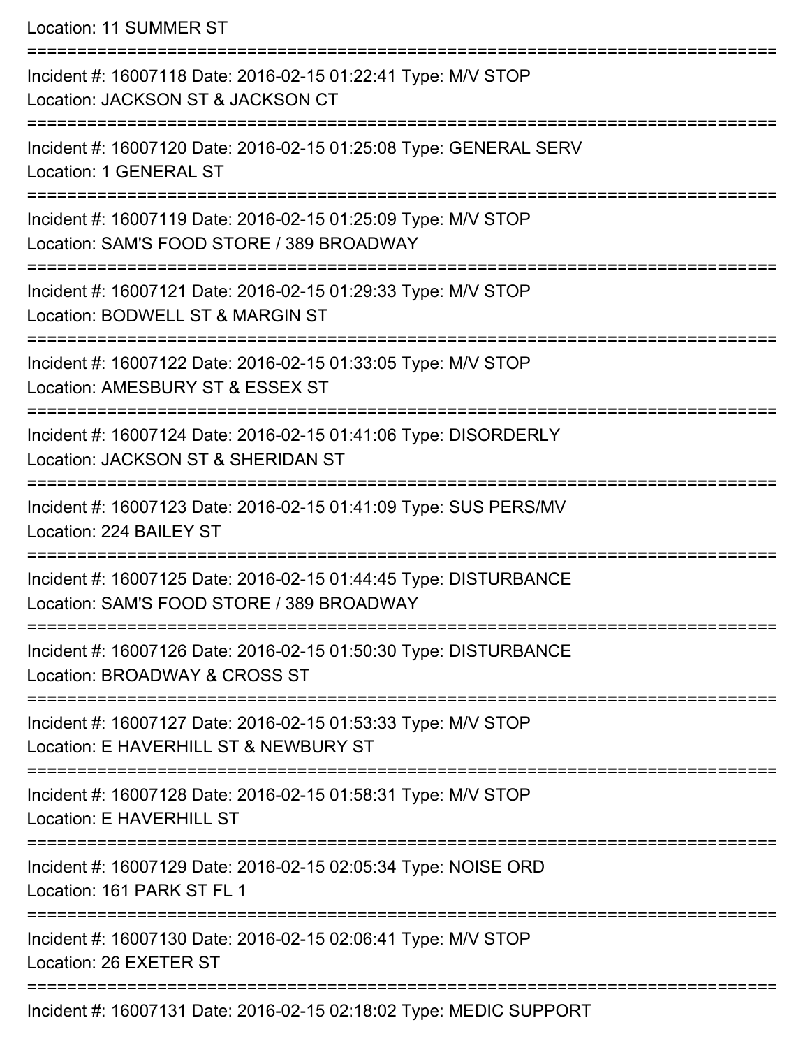Location: 11 SUMMER ST

===========================================================================

Incident #: 16007118 Date: 2016-02-15 01:22:41 Type: M/V STOP
Location: JACKSON ST & JACKSON CT

===========================================================================

Incident #: 16007120 Date: 2016-02-15 01:25:08 Type: GENERAL SERV
Location: 1 GENERAL ST

===========================================================================

Incident #: 16007119 Date: 2016-02-15 01:25:09 Type: M/V STOP
Location: SAM'S FOOD STORE / 389 BROADWAY

===========================================================================

Incident #: 16007121 Date: 2016-02-15 01:29:33 Type: M/V STOP
Location: BODWELL ST & MARGIN ST

===========================================================================

Incident #: 16007122 Date: 2016-02-15 01:33:05 Type: M/V STOP
Location: AMESBURY ST & ESSEX ST

===========================================================================

Incident #: 16007124 Date: 2016-02-15 01:41:06 Type: DISORDERLY
Location: JACKSON ST & SHERIDAN ST

===========================================================================

Incident #: 16007123 Date: 2016-02-15 01:41:09 Type: SUS PERS/MV
Location: 224 BAILEY ST

===========================================================================

Incident #: 16007125 Date: 2016-02-15 01:44:45 Type: DISTURBANCE
Location: SAM'S FOOD STORE / 389 BROADWAY

===========================================================================

Incident #: 16007126 Date: 2016-02-15 01:50:30 Type: DISTURBANCE
Location: BROADWAY & CROSS ST

===========================================================================

Incident #: 16007127 Date: 2016-02-15 01:53:33 Type: M/V STOP
Location: E HAVERHILL ST & NEWBURY ST

===========================================================================

Incident #: 16007128 Date: 2016-02-15 01:58:31 Type: M/V STOP
Location: E HAVERHILL ST

===========================================================================

Incident #: 16007129 Date: 2016-02-15 02:05:34 Type: NOISE ORD
Location: 161 PARK ST FL 1

===========================================================================

Incident #: 16007130 Date: 2016-02-15 02:06:41 Type: M/V STOP
Location: 26 EXETER ST

===========================================================================

Incident #: 16007131 Date: 2016-02-15 02:18:02 Type: MEDIC SUPPORT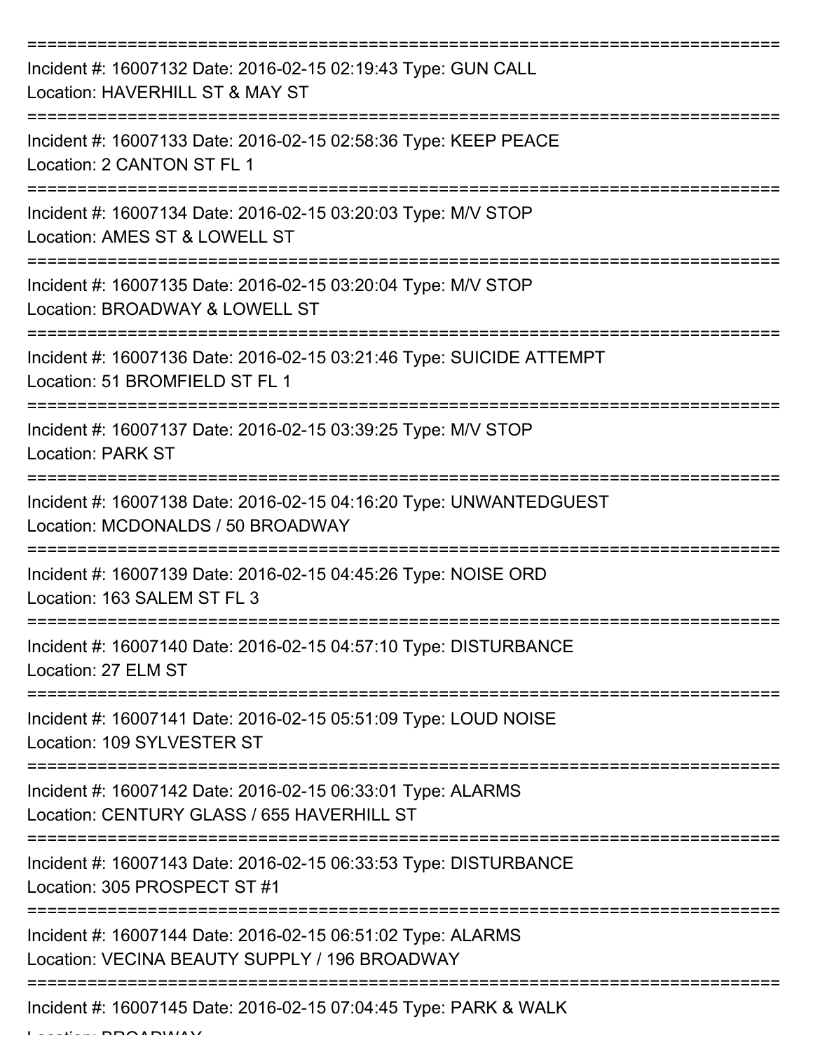===========================================================================

Incident #: 16007132 Date: 2016-02-15 02:19:43 Type: GUN CALL
Location: HAVERHILL ST & MAY ST

===========================================================================

Incident #: 16007133 Date: 2016-02-15 02:58:36 Type: KEEP PEACE
Location: 2 CANTON ST FL 1

===========================================================================

Incident #: 16007134 Date: 2016-02-15 03:20:03 Type: M/V STOP
Location: AMES ST & LOWELL ST

===========================================================================

Incident #: 16007135 Date: 2016-02-15 03:20:04 Type: M/V STOP
Location: BROADWAY & LOWELL ST

===========================================================================

Incident #: 16007136 Date: 2016-02-15 03:21:46 Type: SUICIDE ATTEMPT
Location: 51 BROMFIELD ST FL 1

===========================================================================

Incident #: 16007137 Date: 2016-02-15 03:39:25 Type: M/V STOP
Location: PARK ST

===========================================================================

Incident #: 16007138 Date: 2016-02-15 04:16:20 Type: UNWANTEDGUEST
Location: MCDONALDS / 50 BROADWAY

===========================================================================

Incident #: 16007139 Date: 2016-02-15 04:45:26 Type: NOISE ORD
Location: 163 SALEM ST FL 3

===========================================================================

Incident #: 16007140 Date: 2016-02-15 04:57:10 Type: DISTURBANCE
Location: 27 ELM ST

===========================================================================

Incident #: 16007141 Date: 2016-02-15 05:51:09 Type: LOUD NOISE
Location: 109 SYLVESTER ST

===========================================================================

Incident #: 16007142 Date: 2016-02-15 06:33:01 Type: ALARMS
Location: CENTURY GLASS / 655 HAVERHILL ST

===========================================================================

Incident #: 16007143 Date: 2016-02-15 06:33:53 Type: DISTURBANCE
Location: 305 PROSPECT ST #1

===========================================================================

Incident #: 16007144 Date: 2016-02-15 06:51:02 Type: ALARMS
Location: VECINA BEAUTY SUPPLY / 196 BROADWAY

===========================================================================

Incident #: 16007145 Date: 2016-02-15 07:04:45 Type: PARK & WALK
Location: BROADWAY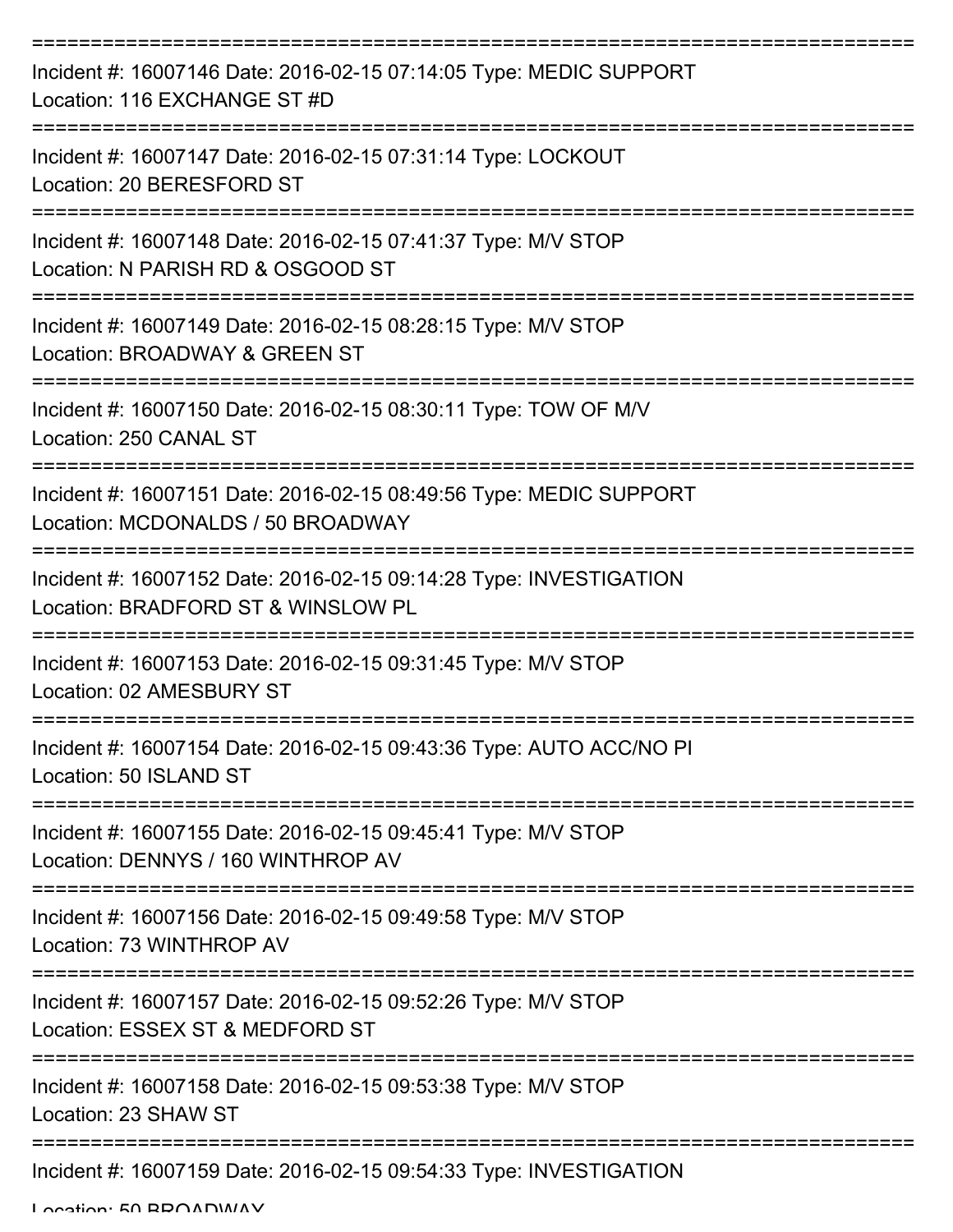===========================================================================

Incident #: 16007146 Date: 2016-02-15 07:14:05 Type: MEDIC SUPPORT
Location: 116 EXCHANGE ST #D

===========================================================================

Incident #: 16007147 Date: 2016-02-15 07:31:14 Type: LOCKOUT
Location: 20 BERESFORD ST

===========================================================================

Incident #: 16007148 Date: 2016-02-15 07:41:37 Type: M/V STOP
Location: N PARISH RD & OSGOOD ST

===========================================================================

Incident #: 16007149 Date: 2016-02-15 08:28:15 Type: M/V STOP
Location: BROADWAY & GREEN ST

===========================================================================

Incident #: 16007150 Date: 2016-02-15 08:30:11 Type: TOW OF M/V
Location: 250 CANAL ST

===========================================================================

Incident #: 16007151 Date: 2016-02-15 08:49:56 Type: MEDIC SUPPORT
Location: MCDONALDS / 50 BROADWAY

===========================================================================

Incident #: 16007152 Date: 2016-02-15 09:14:28 Type: INVESTIGATION
Location: BRADFORD ST & WINSLOW PL

===========================================================================

Incident #: 16007153 Date: 2016-02-15 09:31:45 Type: M/V STOP
Location: 02 AMESBURY ST

===========================================================================

Incident #: 16007154 Date: 2016-02-15 09:43:36 Type: AUTO ACC/NO PI
Location: 50 ISLAND ST

===========================================================================

Incident #: 16007155 Date: 2016-02-15 09:45:41 Type: M/V STOP
Location: DENNYS / 160 WINTHROP AV

===========================================================================

Incident #: 16007156 Date: 2016-02-15 09:49:58 Type: M/V STOP
Location: 73 WINTHROP AV

===========================================================================

Incident #: 16007157 Date: 2016-02-15 09:52:26 Type: M/V STOP
Location: ESSEX ST & MEDFORD ST

===========================================================================

Incident #: 16007158 Date: 2016-02-15 09:53:38 Type: M/V STOP
Location: 23 SHAW ST

===========================================================================

Incident #: 16007159 Date: 2016-02-15 09:54:33 Type: INVESTIGATION
Location: 50 BROADWAY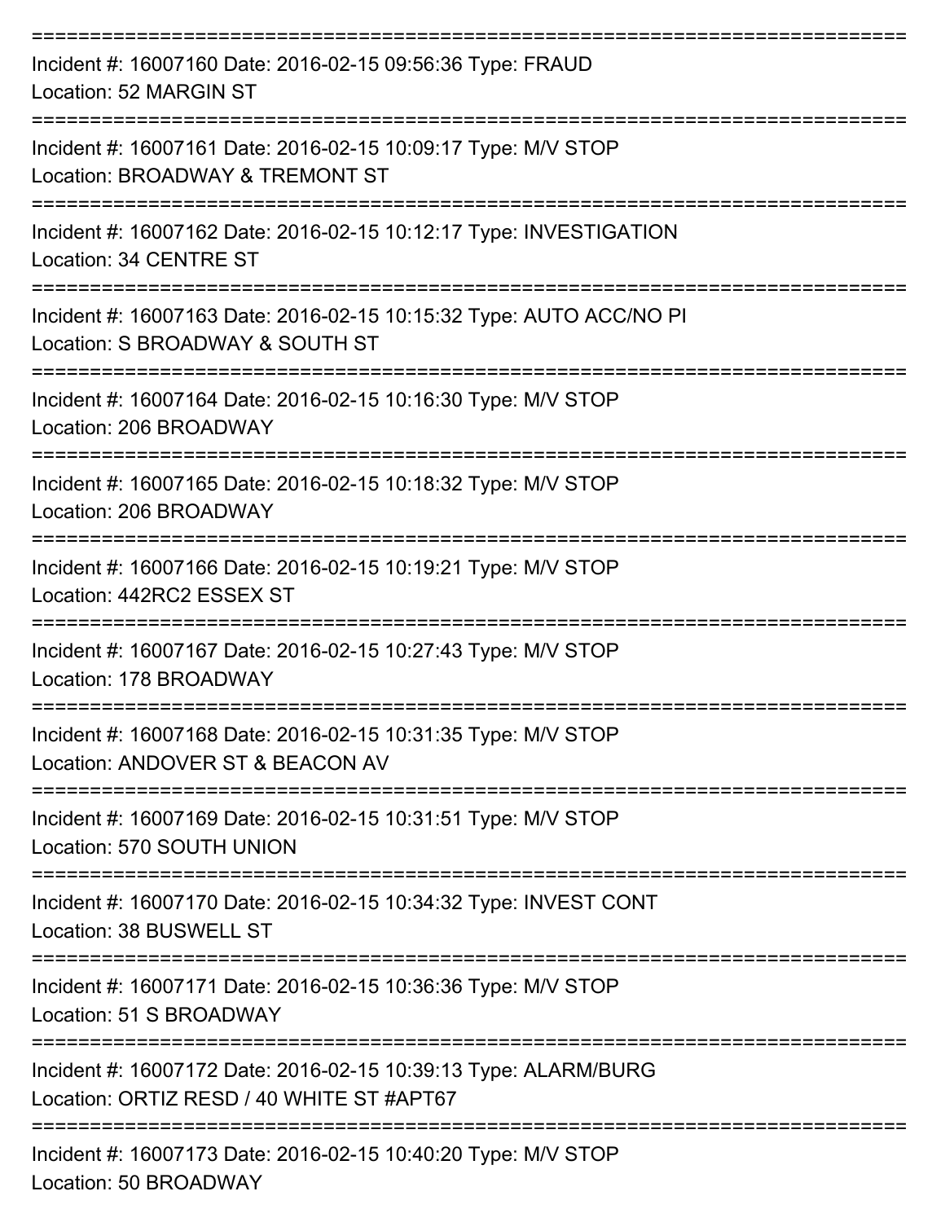===========================================================================

Incident #: 16007160 Date: 2016-02-15 09:56:36 Type: FRAUD
Location: 52 MARGIN ST

===========================================================================

Incident #: 16007161 Date: 2016-02-15 10:09:17 Type: M/V STOP
Location: BROADWAY & TREMONT ST

===========================================================================

Incident #: 16007162 Date: 2016-02-15 10:12:17 Type: INVESTIGATION
Location: 34 CENTRE ST

===========================================================================

Incident #: 16007163 Date: 2016-02-15 10:15:32 Type: AUTO ACC/NO PI
Location: S BROADWAY & SOUTH ST

===========================================================================

Incident #: 16007164 Date: 2016-02-15 10:16:30 Type: M/V STOP
Location: 206 BROADWAY

===========================================================================

Incident #: 16007165 Date: 2016-02-15 10:18:32 Type: M/V STOP
Location: 206 BROADWAY

===========================================================================

Incident #: 16007166 Date: 2016-02-15 10:19:21 Type: M/V STOP
Location: 442RC2 ESSEX ST

===========================================================================

Incident #: 16007167 Date: 2016-02-15 10:27:43 Type: M/V STOP
Location: 178 BROADWAY

===========================================================================

Incident #: 16007168 Date: 2016-02-15 10:31:35 Type: M/V STOP
Location: ANDOVER ST & BEACON AV

===========================================================================

Incident #: 16007169 Date: 2016-02-15 10:31:51 Type: M/V STOP
Location: 570 SOUTH UNION

===========================================================================

Incident #: 16007170 Date: 2016-02-15 10:34:32 Type: INVEST CONT
Location: 38 BUSWELL ST

===========================================================================

Incident #: 16007171 Date: 2016-02-15 10:36:36 Type: M/V STOP
Location: 51 S BROADWAY

===========================================================================

Incident #: 16007172 Date: 2016-02-15 10:39:13 Type: ALARM/BURG
Location: ORTIZ RESD / 40 WHITE ST #APT67

===========================================================================

Incident #: 16007173 Date: 2016-02-15 10:40:20 Type: M/V STOP
Location: 50 BROADWAY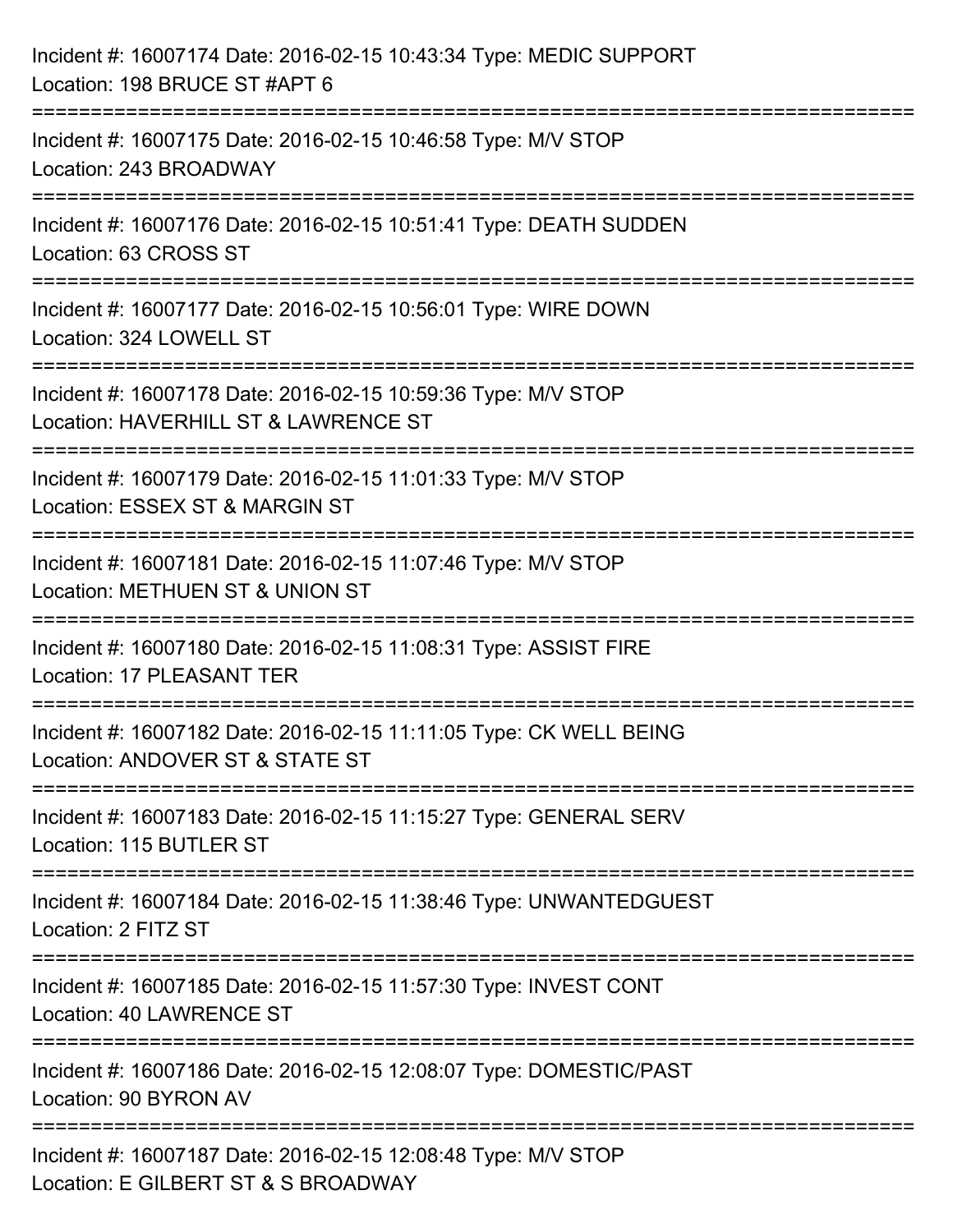Incident #: 16007174 Date: 2016-02-15 10:43:34 Type: MEDIC SUPPORT
Location: 198 BRUCE ST #APT 6

===========================================================================

Incident #: 16007175 Date: 2016-02-15 10:46:58 Type: M/V STOP
Location: 243 BROADWAY

===========================================================================

Incident #: 16007176 Date: 2016-02-15 10:51:41 Type: DEATH SUDDEN
Location: 63 CROSS ST

===========================================================================

Incident #: 16007177 Date: 2016-02-15 10:56:01 Type: WIRE DOWN
Location: 324 LOWELL ST

===========================================================================

Incident #: 16007178 Date: 2016-02-15 10:59:36 Type: M/V STOP
Location: HAVERHILL ST & LAWRENCE ST

===========================================================================

Incident #: 16007179 Date: 2016-02-15 11:01:33 Type: M/V STOP
Location: ESSEX ST & MARGIN ST

===========================================================================

Incident #: 16007181 Date: 2016-02-15 11:07:46 Type: M/V STOP
Location: METHUEN ST & UNION ST

===========================================================================

Incident #: 16007180 Date: 2016-02-15 11:08:31 Type: ASSIST FIRE
Location: 17 PLEASANT TER

===========================================================================

Incident #: 16007182 Date: 2016-02-15 11:11:05 Type: CK WELL BEING
Location: ANDOVER ST & STATE ST

===========================================================================

Incident #: 16007183 Date: 2016-02-15 11:15:27 Type: GENERAL SERV
Location: 115 BUTLER ST

===========================================================================

Incident #: 16007184 Date: 2016-02-15 11:38:46 Type: UNWANTEDGUEST
Location: 2 FITZ ST

===========================================================================

Incident #: 16007185 Date: 2016-02-15 11:57:30 Type: INVEST CONT
Location: 40 LAWRENCE ST

===========================================================================

Incident #: 16007186 Date: 2016-02-15 12:08:07 Type: DOMESTIC/PAST
Location: 90 BYRON AV

===========================================================================

Incident #: 16007187 Date: 2016-02-15 12:08:48 Type: M/V STOP
Location: E GILBERT ST & S BROADWAY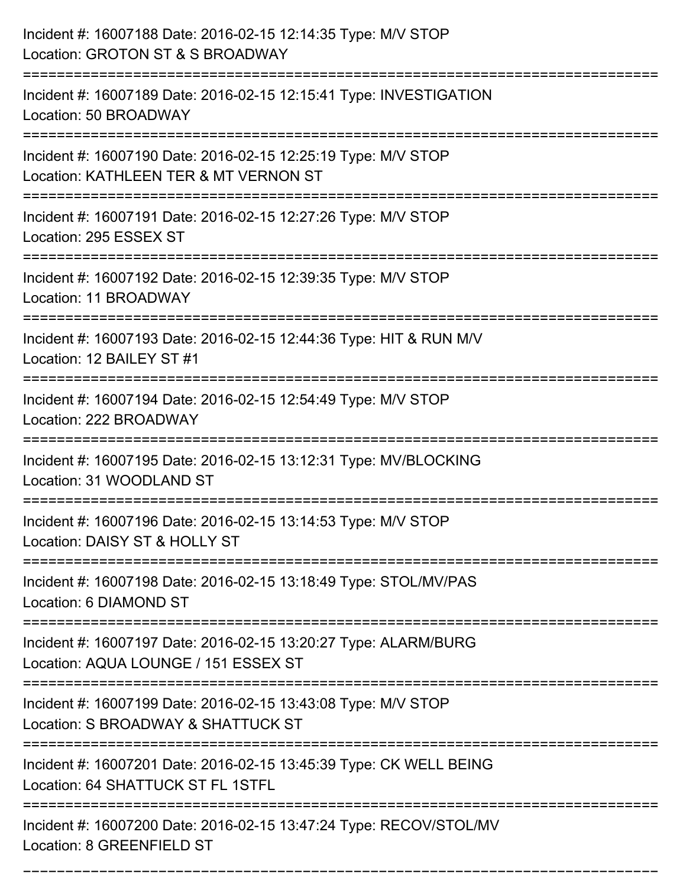Incident #: 16007188 Date: 2016-02-15 12:14:35 Type: M/V STOP
Location: GROTON ST & S BROADWAY

===========================================================================

Incident #: 16007189 Date: 2016-02-15 12:15:41 Type: INVESTIGATION
Location: 50 BROADWAY

===========================================================================

Incident #: 16007190 Date: 2016-02-15 12:25:19 Type: M/V STOP
Location: KATHLEEN TER & MT VERNON ST

===========================================================================

Incident #: 16007191 Date: 2016-02-15 12:27:26 Type: M/V STOP
Location: 295 ESSEX ST

===========================================================================

Incident #: 16007192 Date: 2016-02-15 12:39:35 Type: M/V STOP
Location: 11 BROADWAY

===========================================================================

Incident #: 16007193 Date: 2016-02-15 12:44:36 Type: HIT & RUN M/V
Location: 12 BAILEY ST #1

===========================================================================

Incident #: 16007194 Date: 2016-02-15 12:54:49 Type: M/V STOP
Location: 222 BROADWAY

===========================================================================

Incident #: 16007195 Date: 2016-02-15 13:12:31 Type: MV/BLOCKING
Location: 31 WOODLAND ST

===========================================================================

Incident #: 16007196 Date: 2016-02-15 13:14:53 Type: M/V STOP
Location: DAISY ST & HOLLY ST

===========================================================================

Incident #: 16007198 Date: 2016-02-15 13:18:49 Type: STOL/MV/PAS
Location: 6 DIAMOND ST

===========================================================================

Incident #: 16007197 Date: 2016-02-15 13:20:27 Type: ALARM/BURG
Location: AQUA LOUNGE / 151 ESSEX ST

===========================================================================

Incident #: 16007199 Date: 2016-02-15 13:43:08 Type: M/V STOP
Location: S BROADWAY & SHATTUCK ST

===========================================================================

Incident #: 16007201 Date: 2016-02-15 13:45:39 Type: CK WELL BEING
Location: 64 SHATTUCK ST FL 1STFL

===========================================================================

Incident #: 16007200 Date: 2016-02-15 13:47:24 Type: RECOV/STOL/MV
Location: 8 GREENFIELD ST

===========================================================================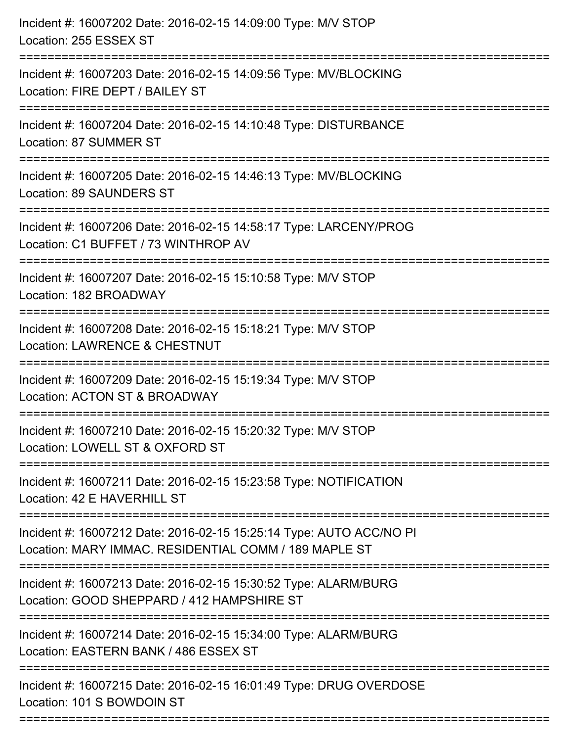Incident #: 16007202 Date: 2016-02-15 14:09:00 Type: M/V STOP
Location: 255 ESSEX ST

===========================================================================

Incident #: 16007203 Date: 2016-02-15 14:09:56 Type: MV/BLOCKING
Location: FIRE DEPT / BAILEY ST

===========================================================================

Incident #: 16007204 Date: 2016-02-15 14:10:48 Type: DISTURBANCE
Location: 87 SUMMER ST

===========================================================================

Incident #: 16007205 Date: 2016-02-15 14:46:13 Type: MV/BLOCKING
Location: 89 SAUNDERS ST

===========================================================================

Incident #: 16007206 Date: 2016-02-15 14:58:17 Type: LARCENY/PROG
Location: C1 BUFFET / 73 WINTHROP AV

===========================================================================

Incident #: 16007207 Date: 2016-02-15 15:10:58 Type: M/V STOP
Location: 182 BROADWAY

===========================================================================

Incident #: 16007208 Date: 2016-02-15 15:18:21 Type: M/V STOP
Location: LAWRENCE & CHESTNUT

===========================================================================

Incident #: 16007209 Date: 2016-02-15 15:19:34 Type: M/V STOP
Location: ACTON ST & BROADWAY

===========================================================================

Incident #: 16007210 Date: 2016-02-15 15:20:32 Type: M/V STOP
Location: LOWELL ST & OXFORD ST

===========================================================================

Incident #: 16007211 Date: 2016-02-15 15:23:58 Type: NOTIFICATION
Location: 42 E HAVERHILL ST

===========================================================================

Incident #: 16007212 Date: 2016-02-15 15:25:14 Type: AUTO ACC/NO PI
Location: MARY IMMAC. RESIDENTIAL COMM / 189 MAPLE ST

===========================================================================

Incident #: 16007213 Date: 2016-02-15 15:30:52 Type: ALARM/BURG
Location: GOOD SHEPPARD / 412 HAMPSHIRE ST

===========================================================================

Incident #: 16007214 Date: 2016-02-15 15:34:00 Type: ALARM/BURG
Location: EASTERN BANK / 486 ESSEX ST

===========================================================================

Incident #: 16007215 Date: 2016-02-15 16:01:49 Type: DRUG OVERDOSE
Location: 101 S BOWDOIN ST

===========================================================================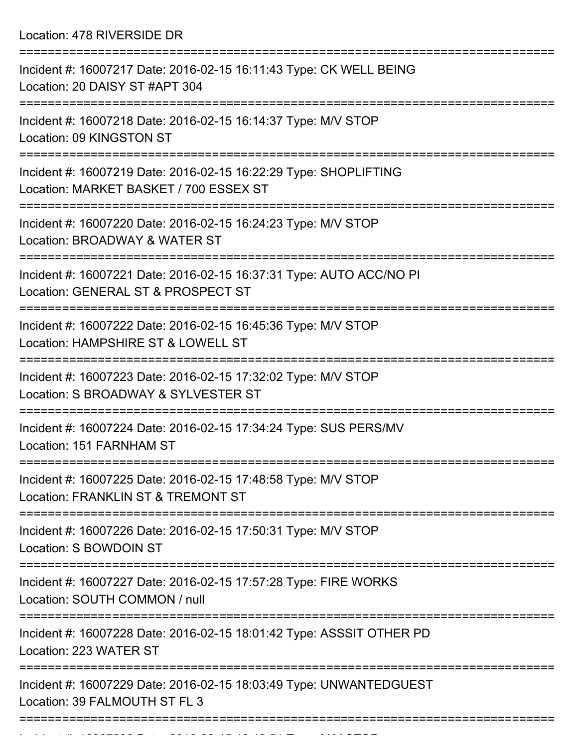Location: 478 RIVERSIDE DR

===========================================================================

Incident #: 16007217 Date: 2016-02-15 16:11:43 Type: CK WELL BEING
Location: 20 DAISY ST #APT 304

===========================================================================

Incident #: 16007218 Date: 2016-02-15 16:14:37 Type: M/V STOP
Location: 09 KINGSTON ST

===========================================================================

Incident #: 16007219 Date: 2016-02-15 16:22:29 Type: SHOPLIFTING
Location: MARKET BASKET / 700 ESSEX ST

===========================================================================

Incident #: 16007220 Date: 2016-02-15 16:24:23 Type: M/V STOP
Location: BROADWAY & WATER ST

===========================================================================

Incident #: 16007221 Date: 2016-02-15 16:37:31 Type: AUTO ACC/NO PI
Location: GENERAL ST & PROSPECT ST

===========================================================================

Incident #: 16007222 Date: 2016-02-15 16:45:36 Type: M/V STOP
Location: HAMPSHIRE ST & LOWELL ST

===========================================================================

Incident #: 16007223 Date: 2016-02-15 17:32:02 Type: M/V STOP
Location: S BROADWAY & SYLVESTER ST

===========================================================================

Incident #: 16007224 Date: 2016-02-15 17:34:24 Type: SUS PERS/MV
Location: 151 FARNHAM ST

===========================================================================

Incident #: 16007225 Date: 2016-02-15 17:48:58 Type: M/V STOP
Location: FRANKLIN ST & TREMONT ST

===========================================================================

Incident #: 16007226 Date: 2016-02-15 17:50:31 Type: M/V STOP
Location: S BOWDOIN ST

===========================================================================

Incident #: 16007227 Date: 2016-02-15 17:57:28 Type: FIRE WORKS
Location: SOUTH COMMON / null

===========================================================================

Incident #: 16007228 Date: 2016-02-15 18:01:42 Type: ASSSIT OTHER PD
Location: 223 WATER ST

===========================================================================

Incident #: 16007229 Date: 2016-02-15 18:03:49 Type: UNWANTEDGUEST
Location: 39 FALMOUTH ST FL 3

===========================================================================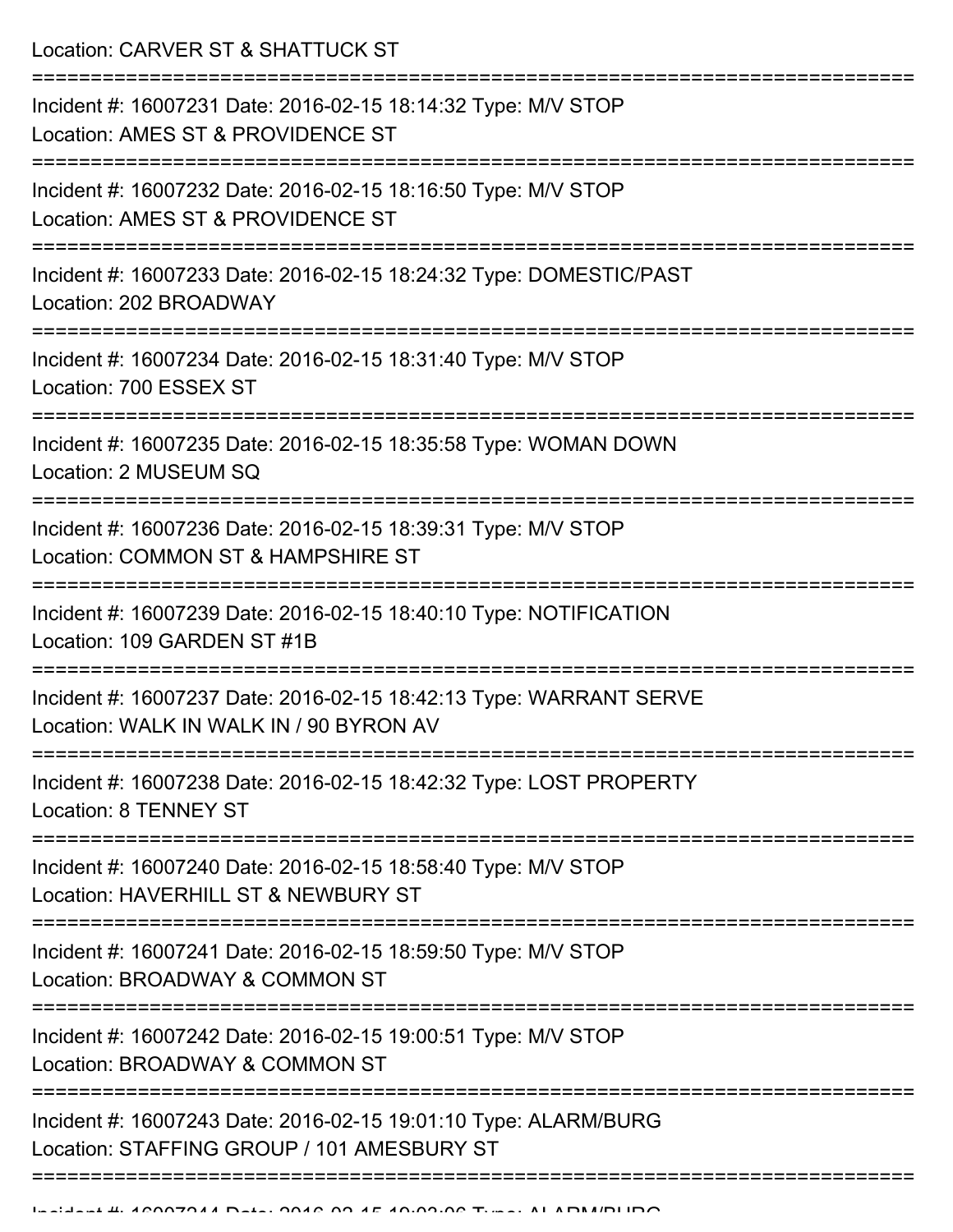Location: CARVER ST & SHATTUCK ST

===========================================================================

Incident #: 16007231 Date: 2016-02-15 18:14:32 Type: M/V STOP
Location: AMES ST & PROVIDENCE ST

===========================================================================

Incident #: 16007232 Date: 2016-02-15 18:16:50 Type: M/V STOP
Location: AMES ST & PROVIDENCE ST

===========================================================================

Incident #: 16007233 Date: 2016-02-15 18:24:32 Type: DOMESTIC/PAST
Location: 202 BROADWAY

===========================================================================

Incident #: 16007234 Date: 2016-02-15 18:31:40 Type: M/V STOP
Location: 700 ESSEX ST

===========================================================================

Incident #: 16007235 Date: 2016-02-15 18:35:58 Type: WOMAN DOWN
Location: 2 MUSEUM SQ

===========================================================================

Incident #: 16007236 Date: 2016-02-15 18:39:31 Type: M/V STOP
Location: COMMON ST & HAMPSHIRE ST

===========================================================================

Incident #: 16007239 Date: 2016-02-15 18:40:10 Type: NOTIFICATION
Location: 109 GARDEN ST #1B

===========================================================================

Incident #: 16007237 Date: 2016-02-15 18:42:13 Type: WARRANT SERVE
Location: WALK IN WALK IN / 90 BYRON AV

===========================================================================

Incident #: 16007238 Date: 2016-02-15 18:42:32 Type: LOST PROPERTY
Location: 8 TENNEY ST

===========================================================================

Incident #: 16007240 Date: 2016-02-15 18:58:40 Type: M/V STOP
Location: HAVERHILL ST & NEWBURY ST

===========================================================================

Incident #: 16007241 Date: 2016-02-15 18:59:50 Type: M/V STOP
Location: BROADWAY & COMMON ST

===========================================================================

Incident #: 16007242 Date: 2016-02-15 19:00:51 Type: M/V STOP
Location: BROADWAY & COMMON ST

===========================================================================

Incident #: 16007243 Date: 2016-02-15 19:01:10 Type: ALARM/BURG
Location: STAFFING GROUP / 101 AMESBURY ST

===========================================================================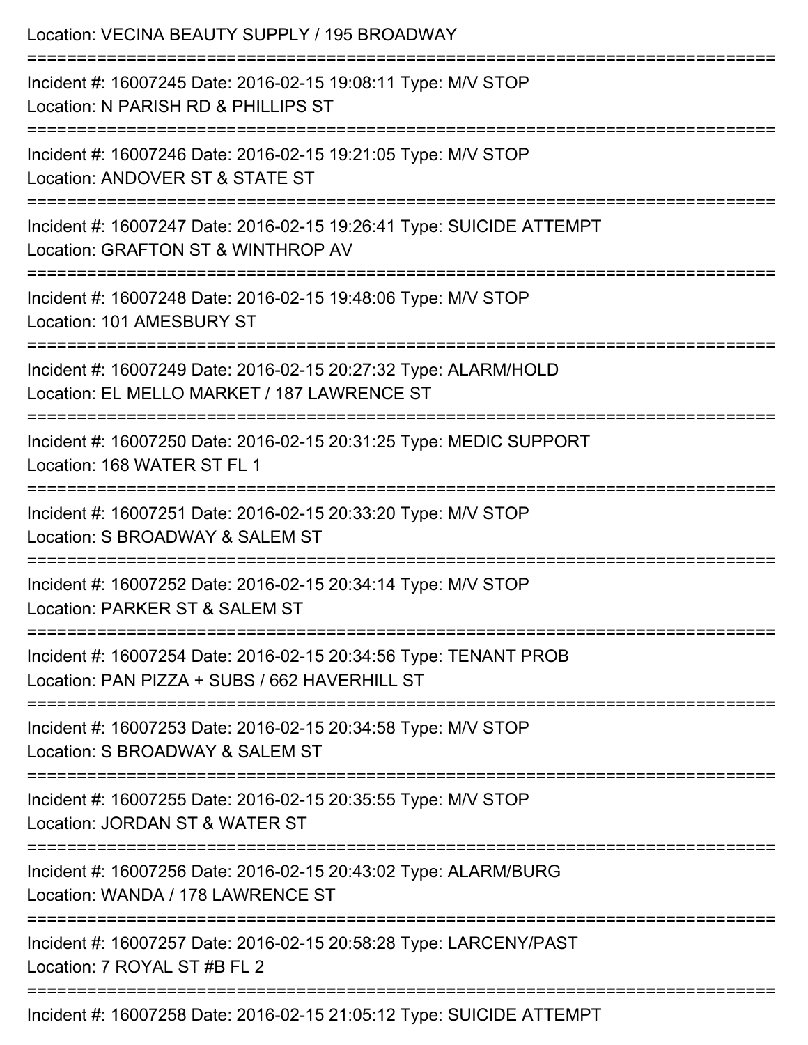Location: VECINA BEAUTY SUPPLY / 195 BROADWAY

===========================================================================

Incident #: 16007245 Date: 2016-02-15 19:08:11 Type: M/V STOP
Location: N PARISH RD & PHILLIPS ST

===========================================================================

Incident #: 16007246 Date: 2016-02-15 19:21:05 Type: M/V STOP
Location: ANDOVER ST & STATE ST

===========================================================================

Incident #: 16007247 Date: 2016-02-15 19:26:41 Type: SUICIDE ATTEMPT
Location: GRAFTON ST & WINTHROP AV

===========================================================================

Incident #: 16007248 Date: 2016-02-15 19:48:06 Type: M/V STOP
Location: 101 AMESBURY ST

===========================================================================

Incident #: 16007249 Date: 2016-02-15 20:27:32 Type: ALARM/HOLD
Location: EL MELLO MARKET / 187 LAWRENCE ST

===========================================================================

Incident #: 16007250 Date: 2016-02-15 20:31:25 Type: MEDIC SUPPORT
Location: 168 WATER ST FL 1

===========================================================================

Incident #: 16007251 Date: 2016-02-15 20:33:20 Type: M/V STOP
Location: S BROADWAY & SALEM ST

===========================================================================

Incident #: 16007252 Date: 2016-02-15 20:34:14 Type: M/V STOP
Location: PARKER ST & SALEM ST

===========================================================================

Incident #: 16007254 Date: 2016-02-15 20:34:56 Type: TENANT PROB
Location: PAN PIZZA + SUBS / 662 HAVERHILL ST

===========================================================================

Incident #: 16007253 Date: 2016-02-15 20:34:58 Type: M/V STOP
Location: S BROADWAY & SALEM ST

===========================================================================

Incident #: 16007255 Date: 2016-02-15 20:35:55 Type: M/V STOP
Location: JORDAN ST & WATER ST

===========================================================================

Incident #: 16007256 Date: 2016-02-15 20:43:02 Type: ALARM/BURG
Location: WANDA / 178 LAWRENCE ST

===========================================================================

Incident #: 16007257 Date: 2016-02-15 20:58:28 Type: LARCENY/PAST
Location: 7 ROYAL ST #B FL 2

===========================================================================

Incident #: 16007258 Date: 2016-02-15 21:05:12 Type: SUICIDE ATTEMPT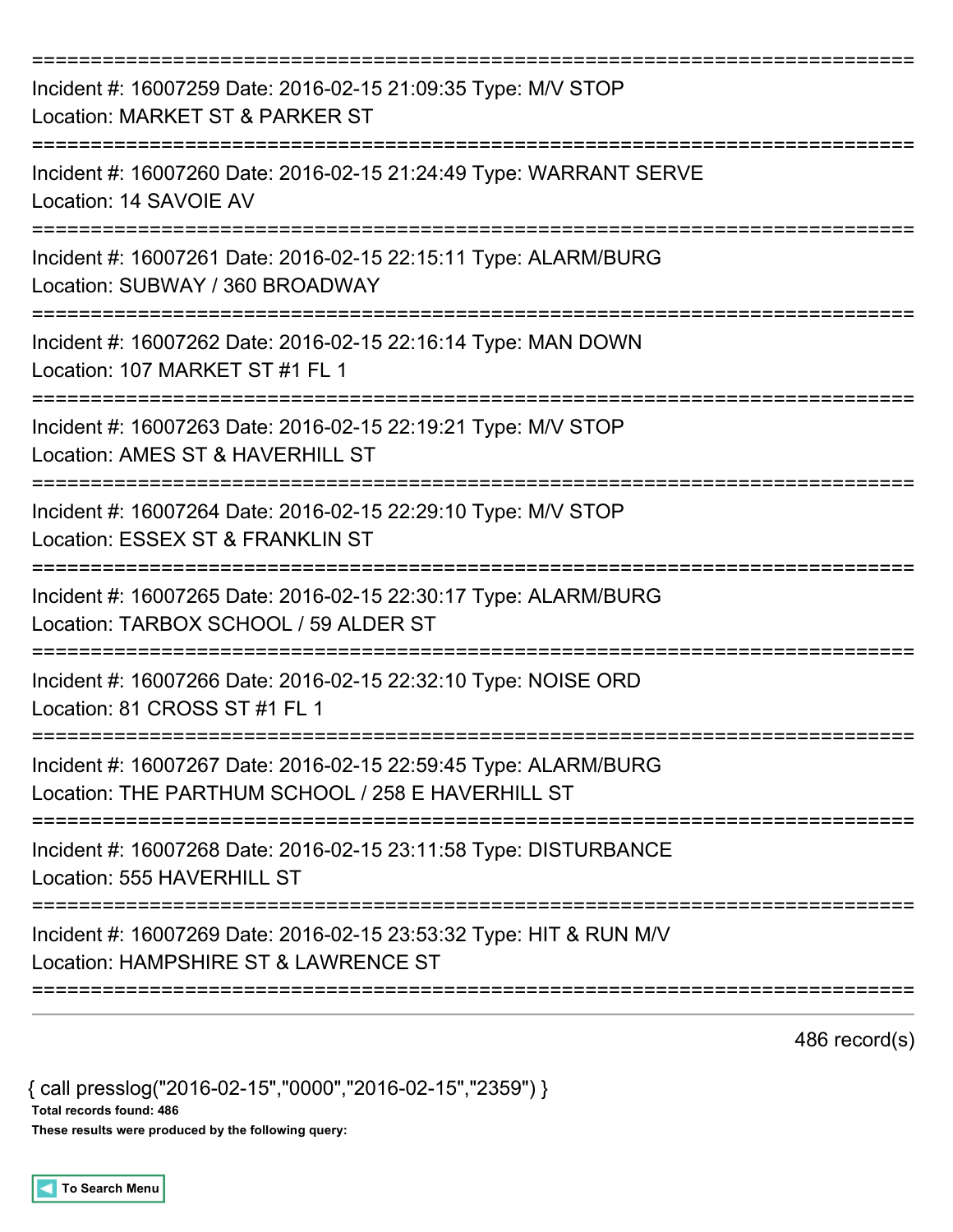===========================================================================

Incident #: 16007259 Date: 2016-02-15 21:09:35 Type: M/V STOP
Location: MARKET ST & PARKER ST

===========================================================================

Incident #: 16007260 Date: 2016-02-15 21:24:49 Type: WARRANT SERVE
Location: 14 SAVOIE AV

===========================================================================

Incident #: 16007261 Date: 2016-02-15 22:15:11 Type: ALARM/BURG
Location: SUBWAY / 360 BROADWAY

===========================================================================

Incident #: 16007262 Date: 2016-02-15 22:16:14 Type: MAN DOWN
Location: 107 MARKET ST #1 FL 1

===========================================================================

Incident #: 16007263 Date: 2016-02-15 22:19:21 Type: M/V STOP
Location: AMES ST & HAVERHILL ST

===========================================================================

Incident #: 16007264 Date: 2016-02-15 22:29:10 Type: M/V STOP
Location: ESSEX ST & FRANKLIN ST

===========================================================================

Incident #: 16007265 Date: 2016-02-15 22:30:17 Type: ALARM/BURG
Location: TARBOX SCHOOL / 59 ALDER ST

===========================================================================

Incident #: 16007266 Date: 2016-02-15 22:32:10 Type: NOISE ORD
Location: 81 CROSS ST #1 FL 1

===========================================================================

Incident #: 16007267 Date: 2016-02-15 22:59:45 Type: ALARM/BURG
Location: THE PARTHUM SCHOOL / 258 E HAVERHILL ST

===========================================================================

Incident #: 16007268 Date: 2016-02-15 23:11:58 Type: DISTURBANCE
Location: 555 HAVERHILL ST

===========================================================================

Incident #: 16007269 Date: 2016-02-15 23:53:32 Type: HIT & RUN M/V
Location: HAMPSHIRE ST & LAWRENCE ST

===========================================================================

486 record(s)

{ call presslog("2016-02-15","0000","2016-02-15","2359") }

**Total records found: 486**

**These results were produced by the following query:**

To Search Menu